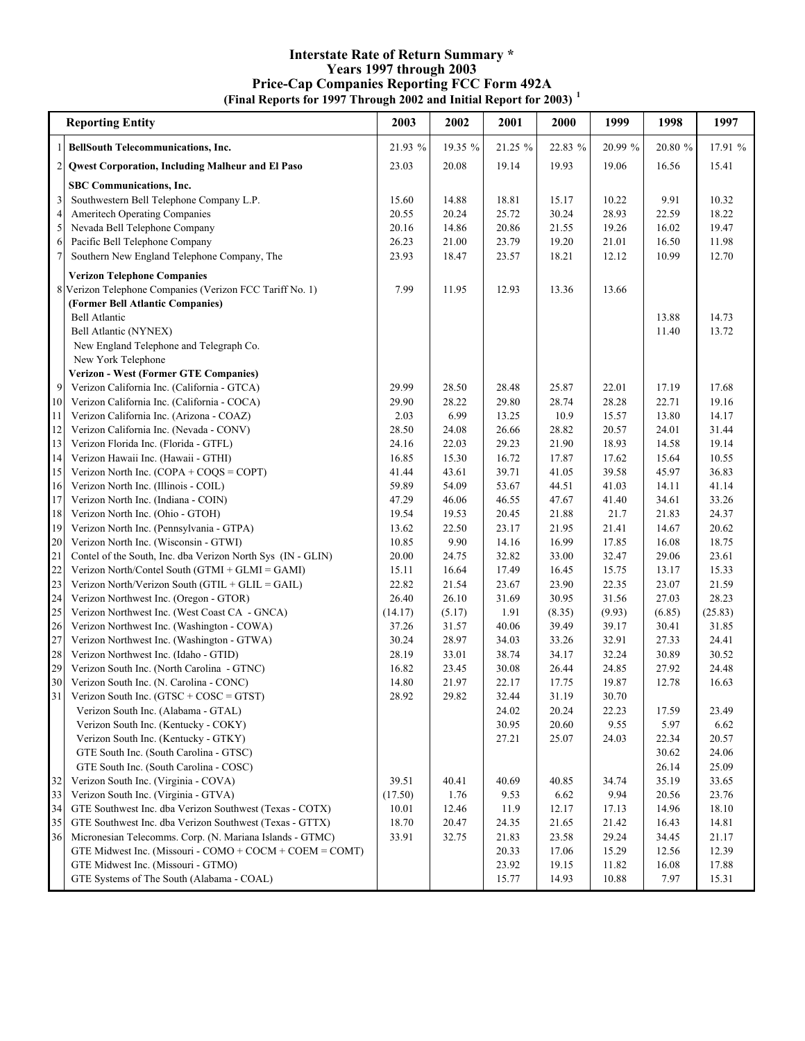# Interstate Rate of Return Summary *
## Years 1997 through 2003
## Price-Cap Companies Reporting FCC Form 492A
### (Final Reports for 1997 Through 2002 and Initial Report for 2003) [1]

| | Reporting Entity | 2003 | 2002 | 2001 | 2000 | 1999 | 1998 | 1997 |
|---|---|---|---|---|---|---|---|---|
| 1 | **BellSouth Telecommunications, Inc.** | 21.93 % | 19.35 % | 21.25 % | 22.83 % | 20.99 % | 20.80 % | 17.91 % |
| 2 | **Qwest Corporation, Including Malheur and El Paso** | 23.03 | 20.08 | 19.14 | 19.93 | 19.06 | 16.56 | 15.41 |
| | **SBC Communications, Inc.** | | | | | | | |
| 3 | Southwestern Bell Telephone Company L.P. | 15.60 | 14.88 | 18.81 | 15.17 | 10.22 | 9.91 | 10.32 |
| 4 | Ameritech Operating Companies | 20.55 | 20.24 | 25.72 | 30.24 | 28.93 | 22.59 | 18.22 |
| 5 | Nevada Bell Telephone Company | 20.16 | 14.86 | 20.86 | 21.55 | 19.26 | 16.02 | 19.47 |
| 6 | Pacific Bell Telephone Company | 26.23 | 21.00 | 23.79 | 19.20 | 21.01 | 16.50 | 11.98 |
| 7 | Southern New England Telephone Company, The | 23.93 | 18.47 | 23.57 | 18.21 | 12.12 | 10.99 | 12.70 |
| | **Verizon Telephone Companies** | | | | | | | |
| 8 | Verizon Telephone Companies (Verizon FCC Tariff No. 1) | 7.99 | 11.95 | 12.93 | 13.36 | 13.66 | | |
| | **(Former Bell Atlantic Companies)** | | | | | | | |
| | Bell Atlantic | | | | | | 13.88 | 14.73 |
| | Bell Atlantic (NYNEX) | | | | | | 11.40 | 13.72 |
| | New England Telephone and Telegraph Co. | | | | | | | |
| | New York Telephone | | | | | | | |
| | **Verizon - West (Former GTE Companies)** | | | | | | | |
| 9 | Verizon California Inc. (California - GTCA) | 29.99 | 28.50 | 28.48 | 25.87 | 22.01 | 17.19 | 17.68 |
| 10 | Verizon California Inc. (California - COCA) | 29.90 | 28.22 | 29.80 | 28.74 | 28.28 | 22.71 | 19.16 |
| 11 | Verizon California Inc. (Arizona - COAZ) | 2.03 | 6.99 | 13.25 | 10.9 | 15.57 | 13.80 | 14.17 |
| 12 | Verizon California Inc. (Nevada - CONV) | 28.50 | 24.08 | 26.66 | 28.82 | 20.57 | 24.01 | 31.44 |
| 13 | Verizon Florida Inc. (Florida - GTFL) | 24.16 | 22.03 | 29.23 | 21.90 | 18.93 | 14.58 | 19.14 |
| 14 | Verizon Hawaii Inc. (Hawaii - GTHI) | 16.85 | 15.30 | 16.72 | 17.87 | 17.62 | 15.64 | 10.55 |
| 15 | Verizon North Inc. (COPA + COQS = COPT) | 41.44 | 43.61 | 39.71 | 41.05 | 39.58 | 45.97 | 36.83 |
| 16 | Verizon North Inc. (Illinois - COIL) | 59.89 | 54.09 | 53.67 | 44.51 | 41.03 | 14.11 | 41.14 |
| 17 | Verizon North Inc. (Indiana - COIN) | 47.29 | 46.06 | 46.55 | 47.67 | 41.40 | 34.61 | 33.26 |
| 18 | Verizon North Inc. (Ohio - GTOH) | 19.54 | 19.53 | 20.45 | 21.88 | 21.7 | 21.83 | 24.37 |
| 19 | Verizon North Inc. (Pennsylvania - GTPA) | 13.62 | 22.50 | 23.17 | 21.95 | 21.41 | 14.67 | 20.62 |
| 20 | Verizon North Inc. (Wisconsin - GTWI) | 10.85 | 9.90 | 14.16 | 16.99 | 17.85 | 16.08 | 18.75 |
| 21 | Contel of the South, Inc. dba Verizon North Sys (IN - GLIN) | 20.00 | 24.75 | 32.82 | 33.00 | 32.47 | 29.06 | 23.61 |
| 22 | Verizon North/Contel South (GTMI + GLMI = GAMI) | 15.11 | 16.64 | 17.49 | 16.45 | 15.75 | 13.17 | 15.33 |
| 23 | Verizon North/Verizon South (GTIL + GLIL = GAIL) | 22.82 | 21.54 | 23.67 | 23.90 | 22.35 | 23.07 | 21.59 |
| 24 | Verizon Northwest Inc. (Oregon - GTOR) | 26.40 | 26.10 | 31.69 | 30.95 | 31.56 | 27.03 | 28.23 |
| 25 | Verizon Northwest Inc. (West Coast CA - GNCA) | (14.17) | (5.17) | 1.91 | (8.35) | (9.93) | (6.85) | (25.83) |
| 26 | Verizon Northwest Inc. (Washington - COWA) | 37.26 | 31.57 | 40.06 | 39.49 | 39.17 | 30.41 | 31.85 |
| 27 | Verizon Northwest Inc. (Washington - GTWA) | 30.24 | 28.97 | 34.03 | 33.26 | 32.91 | 27.33 | 24.41 |
| 28 | Verizon Northwest Inc. (Idaho - GTID) | 28.19 | 33.01 | 38.74 | 34.17 | 32.24 | 30.89 | 30.52 |
| 29 | Verizon South Inc. (North Carolina - GTNC) | 16.82 | 23.45 | 30.08 | 26.44 | 24.85 | 27.92 | 24.48 |
| 30 | Verizon South Inc. (N. Carolina - CONC) | 14.80 | 21.97 | 22.17 | 17.75 | 19.87 | 12.78 | 16.63 |
| 31 | Verizon South Inc. (GTSC + COSC = GTST) | 28.92 | 29.82 | 32.44 | 31.19 | 30.70 | | |
| | Verizon South Inc. (Alabama - GTAL) | | | 24.02 | 20.24 | 22.23 | 17.59 | 23.49 |
| | Verizon South Inc. (Kentucky - COKY) | | | 30.95 | 20.60 | 9.55 | 5.97 | 6.62 |
| | Verizon South Inc. (Kentucky - GTKY) | | | 27.21 | 25.07 | 24.03 | 22.34 | 20.57 |
| | GTE South Inc. (South Carolina - GTSC) | | | | | | 30.62 | 24.06 |
| | GTE South Inc. (South Carolina - COSC) | | | | | | 26.14 | 25.09 |
| 32 | Verizon South Inc. (Virginia - COVA) | 39.51 | 40.41 | 40.69 | 40.85 | 34.74 | 35.19 | 33.65 |
| 33 | Verizon South Inc. (Virginia - GTVA) | (17.50) | 1.76 | 9.53 | 6.62 | 9.94 | 20.56 | 23.76 |
| 34 | GTE Southwest Inc. dba Verizon Southwest (Texas - COTX) | 10.01 | 12.46 | 11.9 | 12.17 | 17.13 | 14.96 | 18.10 |
| 35 | GTE Southwest Inc. dba Verizon Southwest (Texas - GTTX) | 18.70 | 20.47 | 24.35 | 21.65 | 21.42 | 16.43 | 14.81 |
| 36 | Micronesian Telecomms. Corp. (N. Mariana Islands - GTMC) | 33.91 | 32.75 | 21.83 | 23.58 | 29.24 | 34.45 | 21.17 |
| | GTE Midwest Inc. (Missouri - COMO + COCM + COEM = COMT) | | | 20.33 | 17.06 | 15.29 | 12.56 | 12.39 |
| | GTE Midwest Inc. (Missouri - GTMO) | | | 23.92 | 19.15 | 11.82 | 16.08 | 17.88 |
| | GTE Systems of The South (Alabama - COAL) | | | 15.77 | 14.93 | 10.88 | 7.97 | 15.31 |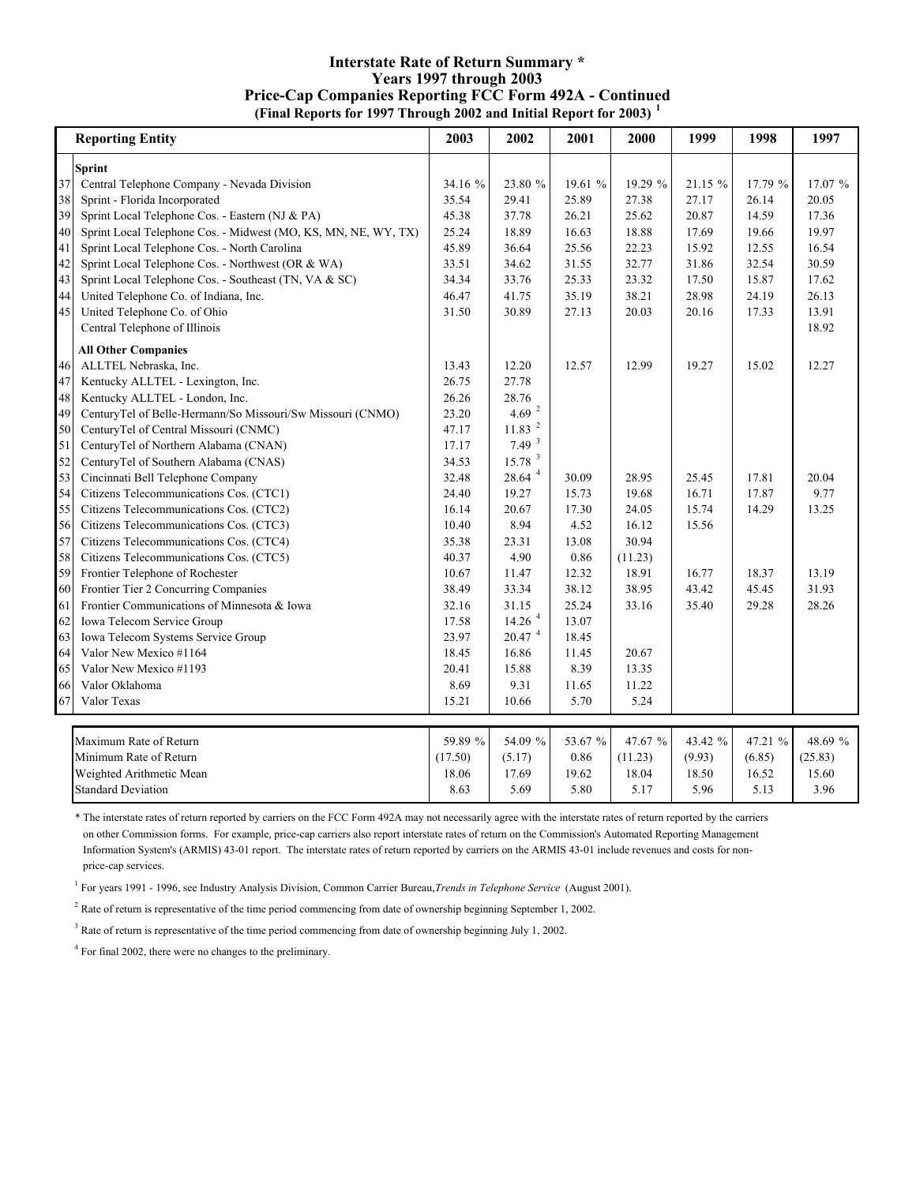# Interstate Rate of Return Summary *
## Years 1997 through 2003
## Price-Cap Companies Reporting FCC Form 492A - Continued
### (Final Reports for 1997 Through 2002 and Initial Report for 2003) [1]

| | Reporting Entity | 2003 | 2002 | 2001 | 2000 | 1999 | 1998 | 1997 |
|---|---|---|---|---|---|---|---|---|
| | **Sprint** | | | | | | | |
| 37 | Central Telephone Company - Nevada Division | 34.16 % | 23.80 % | 19.61 % | 19.29 % | 21.15 % | 17.79 % | 17.07 % |
| 38 | Sprint - Florida Incorporated | 35.54 | 29.41 | 25.89 | 27.38 | 27.17 | 26.14 | 20.05 |
| 39 | Sprint Local Telephone Cos. - Eastern (NJ & PA) | 45.38 | 37.78 | 26.21 | 25.62 | 20.87 | 14.59 | 17.36 |
| 40 | Sprint Local Telephone Cos. - Midwest (MO, KS, MN, NE, WY, TX) | 25.24 | 18.89 | 16.63 | 18.88 | 17.69 | 19.66 | 19.97 |
| 41 | Sprint Local Telephone Cos. - North Carolina | 45.89 | 36.64 | 25.56 | 22.23 | 15.92 | 12.55 | 16.54 |
| 42 | Sprint Local Telephone Cos. - Northwest (OR & WA) | 33.51 | 34.62 | 31.55 | 32.77 | 31.86 | 32.54 | 30.59 |
| 43 | Sprint Local Telephone Cos. - Southeast (TN, VA & SC) | 34.34 | 33.76 | 25.33 | 23.32 | 17.50 | 15.87 | 17.62 |
| 44 | United Telephone Co. of Indiana, Inc. | 46.47 | 41.75 | 35.19 | 38.21 | 28.98 | 24.19 | 26.13 |
| 45 | United Telephone Co. of Ohio | 31.50 | 30.89 | 27.13 | 20.03 | 20.16 | 17.33 | 13.91 |
| | Central Telephone of Illinois | | | | | | | 18.92 |
| | **All Other Companies** | | | | | | | |
| 46 | ALLTEL Nebraska, Inc. | 13.43 | 12.20 | 12.57 | 12.99 | 19.27 | 15.02 | 12.27 |
| 47 | Kentucky ALLTEL - Lexington, Inc. | 26.75 | 27.78 | | | | | |
| 48 | Kentucky ALLTEL - London, Inc. | 26.26 | 28.76 | | | | | |
| 49 | CenturyTel of Belle-Hermann/So Missouri/Sw Missouri (CNMO) | 23.20 | 4.69 [2] | | | | | |
| 50 | CenturyTel of Central Missouri (CNMC) | 47.17 | 11.83 [2] | | | | | |
| 51 | CenturyTel of Northern Alabama (CNAN) | 17.17 | 7.49 [3] | | | | | |
| 52 | CenturyTel of Southern Alabama (CNAS) | 34.53 | 15.78 [3] | | | | | |
| 53 | Cincinnati Bell Telephone Company | 32.48 | 28.64 [4] | 30.09 | 28.95 | 25.45 | 17.81 | 20.04 |
| 54 | Citizens Telecommunications Cos. (CTC1) | 24.40 | 19.27 | 15.73 | 19.68 | 16.71 | 17.87 | 9.77 |
| 55 | Citizens Telecommunications Cos. (CTC2) | 16.14 | 20.67 | 17.30 | 24.05 | 15.74 | 14.29 | 13.25 |
| 56 | Citizens Telecommunications Cos. (CTC3) | 10.40 | 8.94 | 4.52 | 16.12 | 15.56 | | |
| 57 | Citizens Telecommunications Cos. (CTC4) | 35.38 | 23.31 | 13.08 | 30.94 | | | |
| 58 | Citizens Telecommunications Cos. (CTC5) | 40.37 | 4.90 | 0.86 | (11.23) | | | |
| 59 | Frontier Telephone of Rochester | 10.67 | 11.47 | 12.32 | 18.91 | 16.77 | 18.37 | 13.19 |
| 60 | Frontier Tier 2 Concurring Companies | 38.49 | 33.34 | 38.12 | 38.95 | 43.42 | 45.45 | 31.93 |
| 61 | Frontier Communications of Minnesota & Iowa | 32.16 | 31.15 | 25.24 | 33.16 | 35.40 | 29.28 | 28.26 |
| 62 | Iowa Telecom Service Group | 17.58 | 14.26 [4] | 13.07 | | | | |
| 63 | Iowa Telecom Systems Service Group | 23.97 | 20.47 [4] | 18.45 | | | | |
| 64 | Valor New Mexico #1164 | 18.45 | 16.86 | 11.45 | 20.67 | | | |
| 65 | Valor New Mexico #1193 | 20.41 | 15.88 | 8.39 | 13.35 | | | |
| 66 | Valor Oklahoma | 8.69 | 9.31 | 11.65 | 11.22 | | | |
| 67 | Valor Texas | 15.21 | 10.66 | 5.70 | 5.24 | | | |
| | Maximum Rate of Return | 59.89 % | 54.09 % | 53.67 % | 47.67 % | 43.42 % | 47.21 % | 48.69 % |
| | Minimum Rate of Return | (17.50) | (5.17) | 0.86 | (11.23) | (9.93) | (6.85) | (25.83) |
| | Weighted Arithmetic Mean | 18.06 | 17.69 | 19.62 | 18.04 | 18.50 | 16.52 | 15.60 |
| | Standard Deviation | 8.63 | 5.69 | 5.80 | 5.17 | 5.96 | 5.13 | 3.96 |

\* The interstate rates of return reported by carriers on the FCC Form 492A may not necessarily agree with the interstate rates of return reported by the carriers on other Commission forms. For example, price-cap carriers also report interstate rates of return on the Commission's Automated Reporting Management Information System's (ARMIS) 43-01 report. The interstate rates of return reported by carriers on the ARMIS 43-01 include revenues and costs for non-price-cap services.

[1] For years 1991 - 1996, see Industry Analysis Division, Common Carrier Bureau, *Trends in Telephone Service* (August 2001).

[2] Rate of return is representative of the time period commencing from date of ownership beginning September 1, 2002.

[3] Rate of return is representative of the time period commencing from date of ownership beginning July 1, 2002.

[4] For final 2002, there were no changes to the preliminary.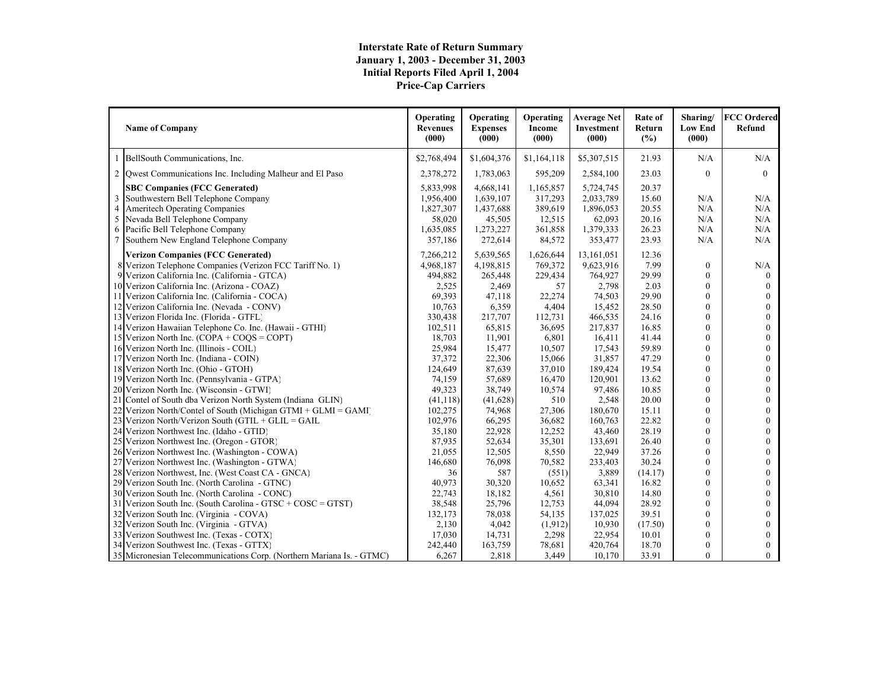# Interstate Rate of Return Summary
## January 1, 2003 - December 31, 2003
## Initial Reports Filed April 1, 2004
## Price-Cap Carriers

| | Name of Company | Operating Revenues (000) | Operating Expenses (000) | Operating Income (000) | Average Net Investment (000) | Rate of Return (%) | Sharing/ Low End (000) | FCC Ordered Refund |
|---|---|---|---|---|---|---|---|---|
| 1 | BellSouth Communications, Inc. | $2,768,494 | $1,604,376 | $1,164,118 | $5,307,515 | 21.93 | N/A | N/A |
| 2 | Qwest Communications Inc. Including Malheur and El Paso | 2,378,272 | 1,783,063 | 595,209 | 2,584,100 | 23.03 | 0 | 0 |
| | **SBC Companies (FCC Generated)** | 5,833,998 | 4,668,141 | 1,165,857 | 5,724,745 | 20.37 | | |
| 3 | Southwestern Bell Telephone Company | 1,956,400 | 1,639,107 | 317,293 | 2,033,789 | 15.60 | N/A | N/A |
| 4 | Ameritech Operating Companies | 1,827,307 | 1,437,688 | 389,619 | 1,896,053 | 20.55 | N/A | N/A |
| 5 | Nevada Bell Telephone Company | 58,020 | 45,505 | 12,515 | 62,093 | 20.16 | N/A | N/A |
| 6 | Pacific Bell Telephone Company | 1,635,085 | 1,273,227 | 361,858 | 1,379,333 | 26.23 | N/A | N/A |
| 7 | Southern New England Telephone Company | 357,186 | 272,614 | 84,572 | 353,477 | 23.93 | N/A | N/A |
| | **Verizon Companies (FCC Generated)** | 7,266,212 | 5,639,565 | 1,626,644 | 13,161,051 | 12.36 | | |
| 8 | Verizon Telephone Companies (Verizon FCC Tariff No. 1) | 4,968,187 | 4,198,815 | 769,372 | 9,623,916 | 7.99 | 0 | N/A |
| 9 | Verizon California Inc. (California - GTCA) | 494,882 | 265,448 | 229,434 | 764,927 | 29.99 | 0 | 0 |
| 10 | Verizon California Inc. (Arizona - COAZ) | 2,525 | 2,469 | 57 | 2,798 | 2.03 | 0 | 0 |
| 11 | Verizon California Inc. (California - COCA) | 69,393 | 47,118 | 22,274 | 74,503 | 29.90 | 0 | 0 |
| 12 | Verizon California Inc. (Nevada - CONV) | 10,763 | 6,359 | 4,404 | 15,452 | 28.50 | 0 | 0 |
| 13 | Verizon Florida Inc. (Florida - GTFL) | 330,438 | 217,707 | 112,731 | 466,535 | 24.16 | 0 | 0 |
| 14 | Verizon Hawaiian Telephone Co. Inc. (Hawaii - GTHI) | 102,511 | 65,815 | 36,695 | 217,837 | 16.85 | 0 | 0 |
| 15 | Verizon North Inc. (COPA + COQS = COPT) | 18,703 | 11,901 | 6,801 | 16,411 | 41.44 | 0 | 0 |
| 16 | Verizon North Inc. (Illinois - COIL) | 25,984 | 15,477 | 10,507 | 17,543 | 59.89 | 0 | 0 |
| 17 | Verizon North Inc. (Indiana - COIN) | 37,372 | 22,306 | 15,066 | 31,857 | 47.29 | 0 | 0 |
| 18 | Verizon North Inc. (Ohio - GTOH) | 124,649 | 87,639 | 37,010 | 189,424 | 19.54 | 0 | 0 |
| 19 | Verizon North Inc. (Pennsylvania - GTPA) | 74,159 | 57,689 | 16,470 | 120,901 | 13.62 | 0 | 0 |
| 20 | Verizon North Inc. (Wisconsin - GTWI) | 49,323 | 38,749 | 10,574 | 97,486 | 10.85 | 0 | 0 |
| 21 | Contel of South dba Verizon North System (Indiana GLIN) | (41,118) | (41,628) | 510 | 2,548 | 20.00 | 0 | 0 |
| 22 | Verizon North/Contel of South (Michigan GTMI + GLMI = GAMI) | 102,275 | 74,968 | 27,306 | 180,670 | 15.11 | 0 | 0 |
| 23 | Verizon North/Verizon South (GTIL + GLIL = GAIL | 102,976 | 66,295 | 36,682 | 160,763 | 22.82 | 0 | 0 |
| 24 | Verizon Northwest Inc. (Idaho - GTID) | 35,180 | 22,928 | 12,252 | 43,460 | 28.19 | 0 | 0 |
| 25 | Verizon Northwest Inc. (Oregon - GTOR) | 87,935 | 52,634 | 35,301 | 133,691 | 26.40 | 0 | 0 |
| 26 | Verizon Northwest Inc. (Washington - COWA) | 21,055 | 12,505 | 8,550 | 22,949 | 37.26 | 0 | 0 |
| 27 | Verizon Northwest Inc. (Washington - GTWA) | 146,680 | 76,098 | 70,582 | 233,403 | 30.24 | 0 | 0 |
| 28 | Verizon Northwest, Inc. (West Coast CA - GNCA) | 36 | 587 | (551) | 3,889 | (14.17) | 0 | 0 |
| 29 | Verizon South Inc. (North Carolina - GTNC) | 40,973 | 30,320 | 10,652 | 63,341 | 16.82 | 0 | 0 |
| 30 | Verizon South Inc. (North Carolina - CONC) | 22,743 | 18,182 | 4,561 | 30,810 | 14.80 | 0 | 0 |
| 31 | Verizon South Inc. (South Carolina - GTSC + COSC = GTST) | 38,548 | 25,796 | 12,753 | 44,094 | 28.92 | 0 | 0 |
| 32 | Verizon South Inc. (Virginia - COVA) | 132,173 | 78,038 | 54,135 | 137,025 | 39.51 | 0 | 0 |
| 32 | Verizon South Inc. (Virginia - GTVA) | 2,130 | 4,042 | (1,912) | 10,930 | (17.50) | 0 | 0 |
| 33 | Verizon Southwest Inc. (Texas - COTX) | 17,030 | 14,731 | 2,298 | 22,954 | 10.01 | 0 | 0 |
| 34 | Verizon Southwest Inc. (Texas - GTTX) | 242,440 | 163,759 | 78,681 | 420,764 | 18.70 | 0 | 0 |
| 35 | Micronesian Telecommunications Corp. (Northern Mariana Is. - GTMC) | 6,267 | 2,818 | 3,449 | 10,170 | 33.91 | 0 | 0 |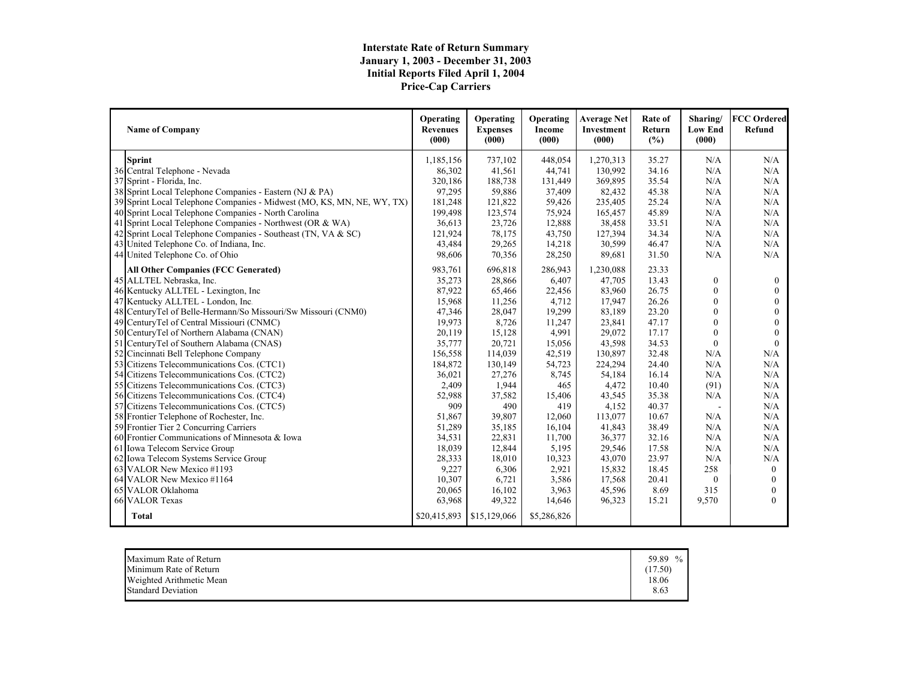**Interstate Rate of Return Summary**
**January 1, 2003 - December 31, 2003**
**Initial Reports Filed April 1, 2004**
**Price-Cap Carriers**

| | Name of Company | Operating Revenues (000) | Operating Expenses (000) | Operating Income (000) | Average Net Investment (000) | Rate of Return (%) | Sharing/ Low End (000) | FCC Ordered Refund |
|---|---|---|---|---|---|---|---|---|
| | **Sprint** | 1,185,156 | 737,102 | 448,054 | 1,270,313 | 35.27 | N/A | N/A |
| 36 | Central Telephone - Nevada | 86,302 | 41,561 | 44,741 | 130,992 | 34.16 | N/A | N/A |
| 37 | Sprint - Florida, Inc. | 320,186 | 188,738 | 131,449 | 369,895 | 35.54 | N/A | N/A |
| 38 | Sprint Local Telephone Companies - Eastern (NJ & PA) | 97,295 | 59,886 | 37,409 | 82,432 | 45.38 | N/A | N/A |
| 39 | Sprint Local Telephone Companies - Midwest (MO, KS, MN, NE, WY, TX) | 181,248 | 121,822 | 59,426 | 235,405 | 25.24 | N/A | N/A |
| 40 | Sprint Local Telephone Companies - North Carolina | 199,498 | 123,574 | 75,924 | 165,457 | 45.89 | N/A | N/A |
| 41 | Sprint Local Telephone Companies - Northwest (OR & WA) | 36,613 | 23,726 | 12,888 | 38,458 | 33.51 | N/A | N/A |
| 42 | Sprint Local Telephone Companies - Southeast (TN, VA & SC) | 121,924 | 78,175 | 43,750 | 127,394 | 34.34 | N/A | N/A |
| 43 | United Telephone Co. of Indiana, Inc. | 43,484 | 29,265 | 14,218 | 30,599 | 46.47 | N/A | N/A |
| 44 | United Telephone Co. of Ohio | 98,606 | 70,356 | 28,250 | 89,681 | 31.50 | N/A | N/A |
| | **All Other Companies (FCC Generated)** | 983,761 | 696,818 | 286,943 | 1,230,088 | 23.33 | | |
| 45 | ALLTEL Nebraska, Inc. | 35,273 | 28,866 | 6,407 | 47,705 | 13.43 | 0 | 0 |
| 46 | Kentucky ALLTEL - Lexington, Inc | 87,922 | 65,466 | 22,456 | 83,960 | 26.75 | 0 | 0 |
| 47 | Kentucky ALLTEL - London, Inc. | 15,968 | 11,256 | 4,712 | 17,947 | 26.26 | 0 | 0 |
| 48 | CenturyTel of Belle-Hermann/So Missouri/Sw Missouri (CNM0) | 47,346 | 28,047 | 19,299 | 83,189 | 23.20 | 0 | 0 |
| 49 | CenturyTel of Central Missiouri (CNMC) | 19,973 | 8,726 | 11,247 | 23,841 | 47.17 | 0 | 0 |
| 50 | CenturyTel of Northern Alabama (CNAN) | 20,119 | 15,128 | 4,991 | 29,072 | 17.17 | 0 | 0 |
| 51 | CenturyTel of Southern Alabama (CNAS) | 35,777 | 20,721 | 15,056 | 43,598 | 34.53 | 0 | 0 |
| 52 | Cincinnati Bell Telephone Company | 156,558 | 114,039 | 42,519 | 130,897 | 32.48 | N/A | N/A |
| 53 | Citizens Telecommunications Cos. (CTC1) | 184,872 | 130,149 | 54,723 | 224,294 | 24.40 | N/A | N/A |
| 54 | Citizens Telecommunications Cos. (CTC2) | 36,021 | 27,276 | 8,745 | 54,184 | 16.14 | N/A | N/A |
| 55 | Citizens Telecommunications Cos. (CTC3) | 2,409 | 1,944 | 465 | 4,472 | 10.40 | (91) | N/A |
| 56 | Citizens Telecommunications Cos. (CTC4) | 52,988 | 37,582 | 15,406 | 43,545 | 35.38 | N/A | N/A |
| 57 | Citizens Telecommunications Cos. (CTC5) | 909 | 490 | 419 | 4,152 | 40.37 | - | N/A |
| 58 | Frontier Telephone of Rochester, Inc. | 51,867 | 39,807 | 12,060 | 113,077 | 10.67 | N/A | N/A |
| 59 | Frontier Tier 2 Concurring Carriers | 51,289 | 35,185 | 16,104 | 41,843 | 38.49 | N/A | N/A |
| 60 | Frontier Communications of Minnesota & Iowa | 34,531 | 22,831 | 11,700 | 36,377 | 32.16 | N/A | N/A |
| 61 | Iowa Telecom Service Group | 18,039 | 12,844 | 5,195 | 29,546 | 17.58 | N/A | N/A |
| 62 | Iowa Telecom Systems Service Group | 28,333 | 18,010 | 10,323 | 43,070 | 23.97 | N/A | N/A |
| 63 | VALOR New Mexico #1193 | 9,227 | 6,306 | 2,921 | 15,832 | 18.45 | 258 | 0 |
| 64 | VALOR New Mexico #1164 | 10,307 | 6,721 | 3,586 | 17,568 | 20.41 | 0 | 0 |
| 65 | VALOR Oklahoma | 20,065 | 16,102 | 3,963 | 45,596 | 8.69 | 315 | 0 |
| 66 | VALOR Texas | 63,968 | 49,322 | 14,646 | 96,323 | 15.21 | 9,570 | 0 |
| | **Total** | $20,415,893 | $15,129,066 | $5,286,826 | | | | |

| | |
|---|---|
| Maximum Rate of Return | 59.89 % |
| Minimum Rate of Return | (17.50) |
| Weighted Arithmetic Mean | 18.06 |
| Standard Deviation | 8.63 |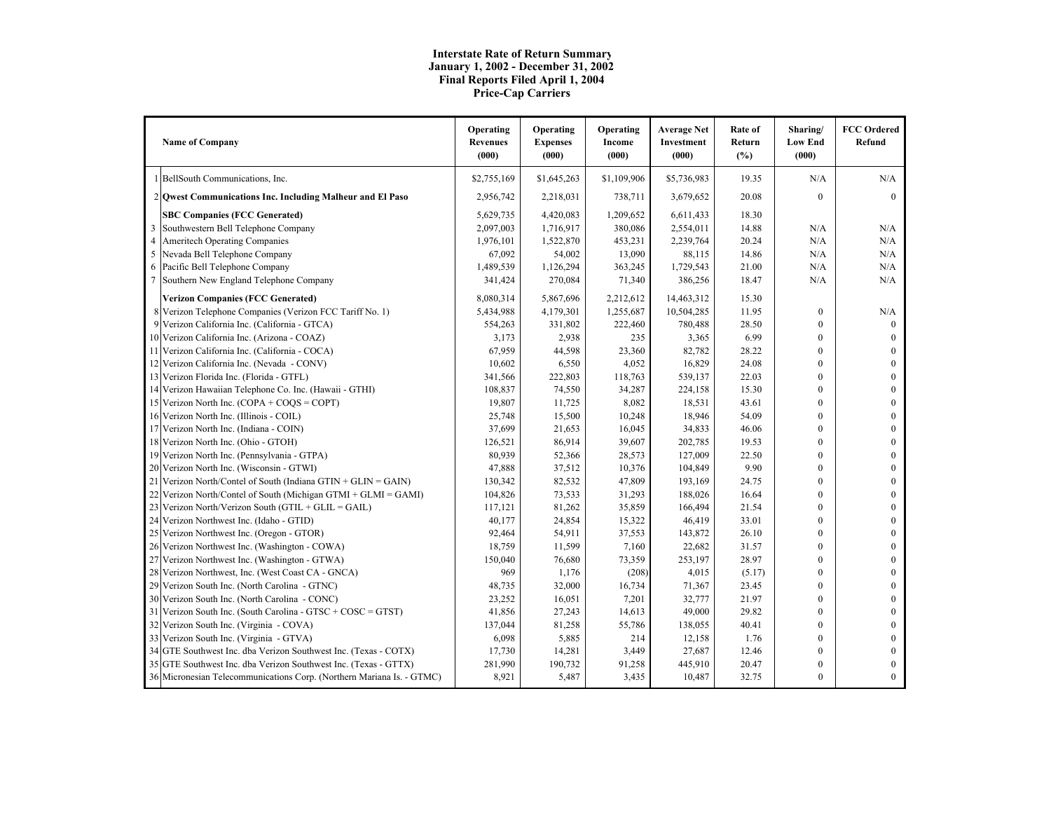# Interstate Rate of Return Summary
## January 1, 2002 - December 31, 2002
## Final Reports Filed April 1, 2004
## Price-Cap Carriers

| | Name of Company | Operating Revenues (000) | Operating Expenses (000) | Operating Income (000) | Average Net Investment (000) | Rate of Return (%) | Sharing/ Low End (000) | FCC Ordered Refund |
|---|---|---|---|---|---|---|---|---|
| 1 | BellSouth Communications, Inc. | $2,755,169 | $1,645,263 | $1,109,906 | $5,736,983 | 19.35 | N/A | N/A |
| 2 | **Qwest Communications Inc. Including Malheur and El Paso** | 2,956,742 | 2,218,031 | 738,711 | 3,679,652 | 20.08 | 0 | 0 |
| | **SBC Companies (FCC Generated)** | 5,629,735 | 4,420,083 | 1,209,652 | 6,611,433 | 18.30 | | |
| 3 | Southwestern Bell Telephone Company | 2,097,003 | 1,716,917 | 380,086 | 2,554,011 | 14.88 | N/A | N/A |
| 4 | Ameritech Operating Companies | 1,976,101 | 1,522,870 | 453,231 | 2,239,764 | 20.24 | N/A | N/A |
| 5 | Nevada Bell Telephone Company | 67,092 | 54,002 | 13,090 | 88,115 | 14.86 | N/A | N/A |
| 6 | Pacific Bell Telephone Company | 1,489,539 | 1,126,294 | 363,245 | 1,729,543 | 21.00 | N/A | N/A |
| 7 | Southern New England Telephone Company | 341,424 | 270,084 | 71,340 | 386,256 | 18.47 | N/A | N/A |
| | **Verizon Companies (FCC Generated)** | 8,080,314 | 5,867,696 | 2,212,612 | 14,463,312 | 15.30 | | |
| 8 | Verizon Telephone Companies (Verizon FCC Tariff No. 1) | 5,434,988 | 4,179,301 | 1,255,687 | 10,504,285 | 11.95 | 0 | N/A |
| 9 | Verizon California Inc. (California - GTCA) | 554,263 | 331,802 | 222,460 | 780,488 | 28.50 | 0 | 0 |
| 10 | Verizon California Inc. (Arizona - COAZ) | 3,173 | 2,938 | 235 | 3,365 | 6.99 | 0 | 0 |
| 11 | Verizon California Inc. (California - COCA) | 67,959 | 44,598 | 23,360 | 82,782 | 28.22 | 0 | 0 |
| 12 | Verizon California Inc. (Nevada - CONV) | 10,602 | 6,550 | 4,052 | 16,829 | 24.08 | 0 | 0 |
| 13 | Verizon Florida Inc. (Florida - GTFL) | 341,566 | 222,803 | 118,763 | 539,137 | 22.03 | 0 | 0 |
| 14 | Verizon Hawaiian Telephone Co. Inc. (Hawaii - GTHI) | 108,837 | 74,550 | 34,287 | 224,158 | 15.30 | 0 | 0 |
| 15 | Verizon North Inc. (COPA + COQS = COPT) | 19,807 | 11,725 | 8,082 | 18,531 | 43.61 | 0 | 0 |
| 16 | Verizon North Inc. (Illinois - COIL) | 25,748 | 15,500 | 10,248 | 18,946 | 54.09 | 0 | 0 |
| 17 | Verizon North Inc. (Indiana - COIN) | 37,699 | 21,653 | 16,045 | 34,833 | 46.06 | 0 | 0 |
| 18 | Verizon North Inc. (Ohio - GTOH) | 126,521 | 86,914 | 39,607 | 202,785 | 19.53 | 0 | 0 |
| 19 | Verizon North Inc. (Pennsylvania - GTPA) | 80,939 | 52,366 | 28,573 | 127,009 | 22.50 | 0 | 0 |
| 20 | Verizon North Inc. (Wisconsin - GTWI) | 47,888 | 37,512 | 10,376 | 104,849 | 9.90 | 0 | 0 |
| 21 | Verizon North/Contel of South (Indiana GTIN + GLIN = GAIN) | 130,342 | 82,532 | 47,809 | 193,169 | 24.75 | 0 | 0 |
| 22 | Verizon North/Contel of South (Michigan GTMI + GLMI = GAMI) | 104,826 | 73,533 | 31,293 | 188,026 | 16.64 | 0 | 0 |
| 23 | Verizon North/Verizon South (GTIL + GLIL = GAIL) | 117,121 | 81,262 | 35,859 | 166,494 | 21.54 | 0 | 0 |
| 24 | Verizon Northwest Inc. (Idaho - GTID) | 40,177 | 24,854 | 15,322 | 46,419 | 33.01 | 0 | 0 |
| 25 | Verizon Northwest Inc. (Oregon - GTOR) | 92,464 | 54,911 | 37,553 | 143,872 | 26.10 | 0 | 0 |
| 26 | Verizon Northwest Inc. (Washington - COWA) | 18,759 | 11,599 | 7,160 | 22,682 | 31.57 | 0 | 0 |
| 27 | Verizon Northwest Inc. (Washington - GTWA) | 150,040 | 76,680 | 73,359 | 253,197 | 28.97 | 0 | 0 |
| 28 | Verizon Northwest, Inc. (West Coast CA - GNCA) | 969 | 1,176 | (208) | 4,015 | (5.17) | 0 | 0 |
| 29 | Verizon South Inc. (North Carolina - GTNC) | 48,735 | 32,000 | 16,734 | 71,367 | 23.45 | 0 | 0 |
| 30 | Verizon South Inc. (North Carolina - CONC) | 23,252 | 16,051 | 7,201 | 32,777 | 21.97 | 0 | 0 |
| 31 | Verizon South Inc. (South Carolina - GTSC + COSC = GTST) | 41,856 | 27,243 | 14,613 | 49,000 | 29.82 | 0 | 0 |
| 32 | Verizon South Inc. (Virginia - COVA) | 137,044 | 81,258 | 55,786 | 138,055 | 40.41 | 0 | 0 |
| 33 | Verizon South Inc. (Virginia - GTVA) | 6,098 | 5,885 | 214 | 12,158 | 1.76 | 0 | 0 |
| 34 | GTE Southwest Inc. dba Verizon Southwest Inc. (Texas - COTX) | 17,730 | 14,281 | 3,449 | 27,687 | 12.46 | 0 | 0 |
| 35 | GTE Southwest Inc. dba Verizon Southwest Inc. (Texas - GTTX) | 281,990 | 190,732 | 91,258 | 445,910 | 20.47 | 0 | 0 |
| 36 | Micronesian Telecommunications Corp. (Northern Mariana Is. - GTMC) | 8,921 | 5,487 | 3,435 | 10,487 | 32.75 | 0 | 0 |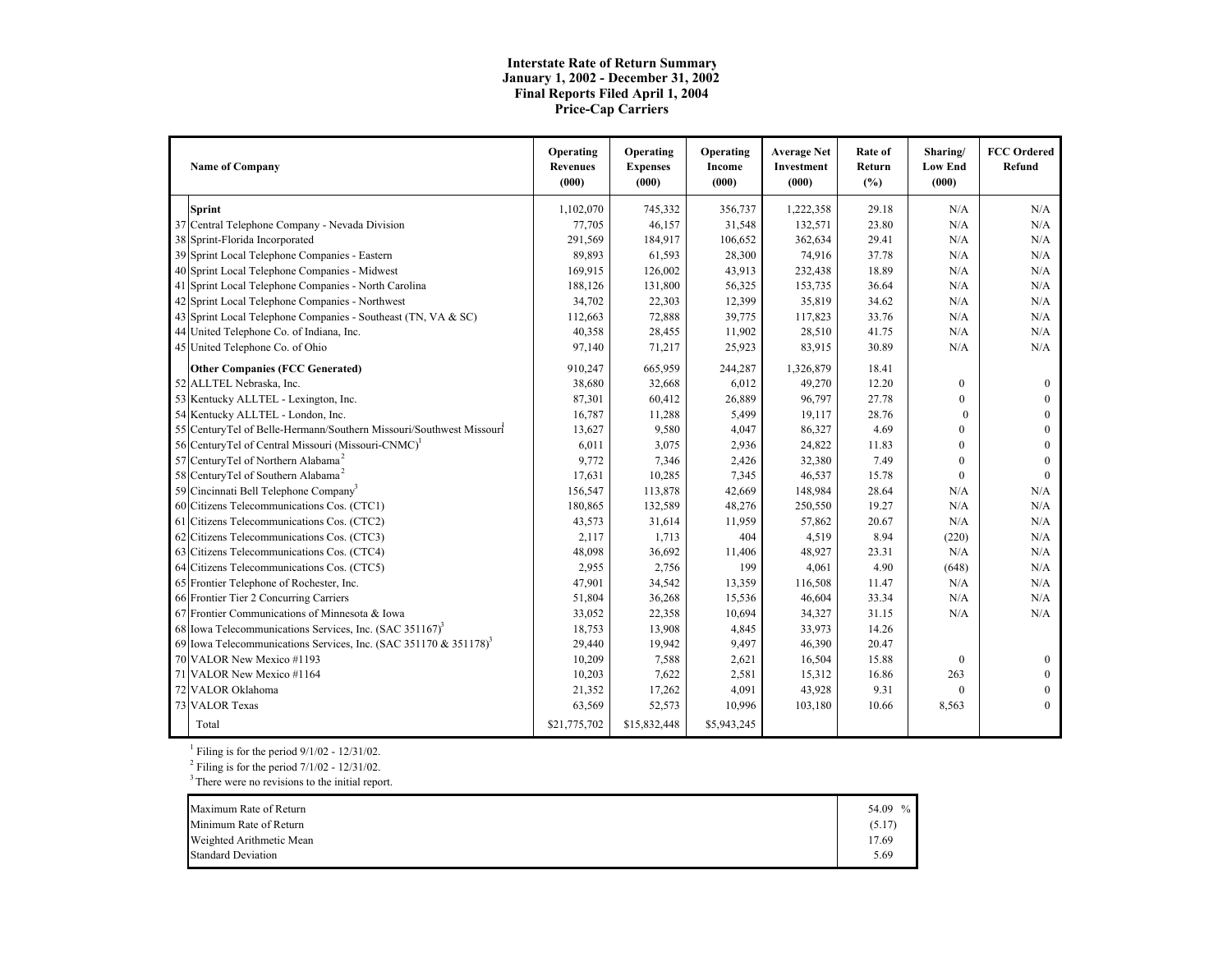**Interstate Rate of Return Summary**
**January 1, 2002 - December 31, 2002**
**Final Reports Filed April 1, 2004**
**Price-Cap Carriers**

| | Name of Company | Operating Revenues (000) | Operating Expenses (000) | Operating Income (000) | Average Net Investment (000) | Rate of Return (%) | Sharing/ Low End (000) | FCC Ordered Refund |
|---|---|---|---|---|---|---|---|---|
| | **Sprint** | 1,102,070 | 745,332 | 356,737 | 1,222,358 | 29.18 | N/A | N/A |
| 37 | Central Telephone Company - Nevada Division | 77,705 | 46,157 | 31,548 | 132,571 | 23.80 | N/A | N/A |
| 38 | Sprint-Florida Incorporated | 291,569 | 184,917 | 106,652 | 362,634 | 29.41 | N/A | N/A |
| 39 | Sprint Local Telephone Companies - Eastern | 89,893 | 61,593 | 28,300 | 74,916 | 37.78 | N/A | N/A |
| 40 | Sprint Local Telephone Companies - Midwest | 169,915 | 126,002 | 43,913 | 232,438 | 18.89 | N/A | N/A |
| 41 | Sprint Local Telephone Companies - North Carolina | 188,126 | 131,800 | 56,325 | 153,735 | 36.64 | N/A | N/A |
| 42 | Sprint Local Telephone Companies - Northwest | 34,702 | 22,303 | 12,399 | 35,819 | 34.62 | N/A | N/A |
| 43 | Sprint Local Telephone Companies - Southeast (TN, VA & SC) | 112,663 | 72,888 | 39,775 | 117,823 | 33.76 | N/A | N/A |
| 44 | United Telephone Co. of Indiana, Inc. | 40,358 | 28,455 | 11,902 | 28,510 | 41.75 | N/A | N/A |
| 45 | United Telephone Co. of Ohio | 97,140 | 71,217 | 25,923 | 83,915 | 30.89 | N/A | N/A |
| | **Other Companies (FCC Generated)** | 910,247 | 665,959 | 244,287 | 1,326,879 | 18.41 | | |
| 52 | ALLTEL Nebraska, Inc. | 38,680 | 32,668 | 6,012 | 49,270 | 12.20 | 0 | 0 |
| 53 | Kentucky ALLTEL - Lexington, Inc. | 87,301 | 60,412 | 26,889 | 96,797 | 27.78 | 0 | 0 |
| 54 | Kentucky ALLTEL - London, Inc. | 16,787 | 11,288 | 5,499 | 19,117 | 28.76 | 0 | 0 |
| 55 | CenturyTel of Belle-Hermann/Southern Missouri/Southwest Missouri[1] | 13,627 | 9,580 | 4,047 | 86,327 | 4.69 | 0 | 0 |
| 56 | CenturyTel of Central Missouri (Missouri-CNMC)[1] | 6,011 | 3,075 | 2,936 | 24,822 | 11.83 | 0 | 0 |
| 57 | CenturyTel of Northern Alabama[2] | 9,772 | 7,346 | 2,426 | 32,380 | 7.49 | 0 | 0 |
| 58 | CenturyTel of Southern Alabama[2] | 17,631 | 10,285 | 7,345 | 46,537 | 15.78 | 0 | 0 |
| 59 | Cincinnati Bell Telephone Company[3] | 156,547 | 113,878 | 42,669 | 148,984 | 28.64 | N/A | N/A |
| 60 | Citizens Telecommunications Cos. (CTC1) | 180,865 | 132,589 | 48,276 | 250,550 | 19.27 | N/A | N/A |
| 61 | Citizens Telecommunications Cos. (CTC2) | 43,573 | 31,614 | 11,959 | 57,862 | 20.67 | N/A | N/A |
| 62 | Citizens Telecommunications Cos. (CTC3) | 2,117 | 1,713 | 404 | 4,519 | 8.94 | (220) | N/A |
| 63 | Citizens Telecommunications Cos. (CTC4) | 48,098 | 36,692 | 11,406 | 48,927 | 23.31 | N/A | N/A |
| 64 | Citizens Telecommunications Cos. (CTC5) | 2,955 | 2,756 | 199 | 4,061 | 4.90 | (648) | N/A |
| 65 | Frontier Telephone of Rochester, Inc. | 47,901 | 34,542 | 13,359 | 116,508 | 11.47 | N/A | N/A |
| 66 | Frontier Tier 2 Concurring Carriers | 51,804 | 36,268 | 15,536 | 46,604 | 33.34 | N/A | N/A |
| 67 | Frontier Communications of Minnesota & Iowa | 33,052 | 22,358 | 10,694 | 34,327 | 31.15 | N/A | N/A |
| 68 | Iowa Telecommunications Services, Inc. (SAC 351167)[3] | 18,753 | 13,908 | 4,845 | 33,973 | 14.26 | | |
| 69 | Iowa Telecommunications Services, Inc. (SAC 351170 & 351178)[3] | 29,440 | 19,942 | 9,497 | 46,390 | 20.47 | | |
| 70 | VALOR New Mexico #1193 | 10,209 | 7,588 | 2,621 | 16,504 | 15.88 | 0 | 0 |
| 71 | VALOR New Mexico #1164 | 10,203 | 7,622 | 2,581 | 15,312 | 16.86 | 263 | 0 |
| 72 | VALOR Oklahoma | 21,352 | 17,262 | 4,091 | 43,928 | 9.31 | 0 | 0 |
| 73 | VALOR Texas | 63,569 | 52,573 | 10,996 | 103,180 | 10.66 | 8,563 | 0 |
| | Total | $21,775,702 | $15,832,448 | $5,943,245 | | | | |

[1] Filing is for the period 9/1/02 - 12/31/02.

[2] Filing is for the period 7/1/02 - 12/31/02.

[3] There were no revisions to the initial report.

| | |
|---|---|
| Maximum Rate of Return | 54.09 % |
| Minimum Rate of Return | (5.17) |
| Weighted Arithmetic Mean | 17.69 |
| Standard Deviation | 5.69 |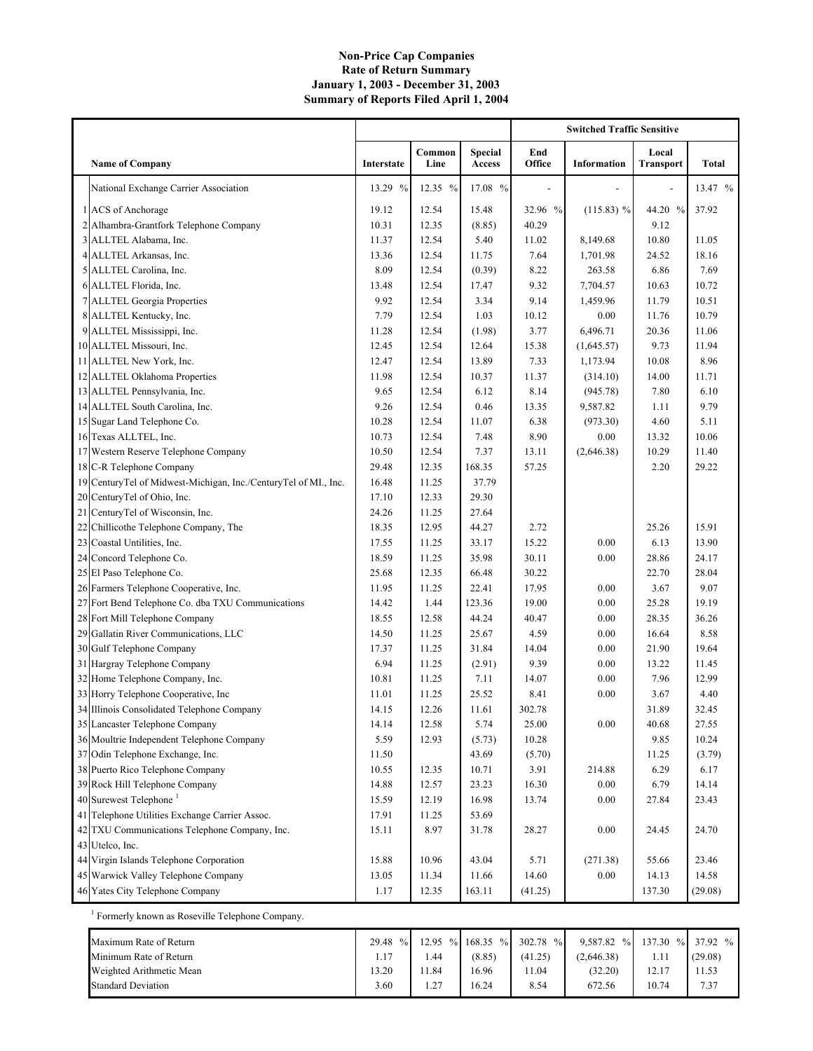**Non-Price Cap Companies**
**Rate of Return Summary**
**January 1, 2003 - December 31, 2003**
**Summary of Reports Filed April 1, 2004**

| | Name of Company | Interstate | Common Line | Special Access | Switched Traffic Sensitive: End Office | Switched Traffic Sensitive: Information | Switched Traffic Sensitive: Local Transport | Switched Traffic Sensitive: Total |
|---|---|---|---|---|---|---|---|---|
| | National Exchange Carrier Association | 13.29 % | 12.35 % | 17.08 % | - | - | - | 13.47 % |
| 1 | ACS of Anchorage | 19.12 | 12.54 | 15.48 | 32.96 % | (115.83) % | 44.20 % | 37.92 |
| 2 | Alhambra-Grantfork Telephone Company | 10.31 | 12.35 | (8.85) | 40.29 | | 9.12 | |
| 3 | ALLTEL Alabama, Inc. | 11.37 | 12.54 | 5.40 | 11.02 | 8,149.68 | 10.80 | 11.05 |
| 4 | ALLTEL Arkansas, Inc. | 13.36 | 12.54 | 11.75 | 7.64 | 1,701.98 | 24.52 | 18.16 |
| 5 | ALLTEL Carolina, Inc. | 8.09 | 12.54 | (0.39) | 8.22 | 263.58 | 6.86 | 7.69 |
| 6 | ALLTEL Florida, Inc. | 13.48 | 12.54 | 17.47 | 9.32 | 7,704.57 | 10.63 | 10.72 |
| 7 | ALLTEL Georgia Properties | 9.92 | 12.54 | 3.34 | 9.14 | 1,459.96 | 11.79 | 10.51 |
| 8 | ALLTEL Kentucky, Inc. | 7.79 | 12.54 | 1.03 | 10.12 | 0.00 | 11.76 | 10.79 |
| 9 | ALLTEL Mississippi, Inc. | 11.28 | 12.54 | (1.98) | 3.77 | 6,496.71 | 20.36 | 11.06 |
| 10 | ALLTEL Missouri, Inc. | 12.45 | 12.54 | 12.64 | 15.38 | (1,645.57) | 9.73 | 11.94 |
| 11 | ALLTEL New York, Inc. | 12.47 | 12.54 | 13.89 | 7.33 | 1,173.94 | 10.08 | 8.96 |
| 12 | ALLTEL Oklahoma Properties | 11.98 | 12.54 | 10.37 | 11.37 | (314.10) | 14.00 | 11.71 |
| 13 | ALLTEL Pennsylvania, Inc. | 9.65 | 12.54 | 6.12 | 8.14 | (945.78) | 7.80 | 6.10 |
| 14 | ALLTEL South Carolina, Inc. | 9.26 | 12.54 | 0.46 | 13.35 | 9,587.82 | 1.11 | 9.79 |
| 15 | Sugar Land Telephone Co. | 10.28 | 12.54 | 11.07 | 6.38 | (973.30) | 4.60 | 5.11 |
| 16 | Texas ALLTEL, Inc. | 10.73 | 12.54 | 7.48 | 8.90 | 0.00 | 13.32 | 10.06 |
| 17 | Western Reserve Telephone Company | 10.50 | 12.54 | 7.37 | 13.11 | (2,646.38) | 10.29 | 11.40 |
| 18 | C-R Telephone Company | 29.48 | 12.35 | 168.35 | 57.25 | | 2.20 | 29.22 |
| 19 | CenturyTel of Midwest-Michigan, Inc./CenturyTel of MI., Inc. | 16.48 | 11.25 | 37.79 | | | | |
| 20 | CenturyTel of Ohio, Inc. | 17.10 | 12.33 | 29.30 | | | | |
| 21 | CenturyTel of Wisconsin, Inc. | 24.26 | 11.25 | 27.64 | | | | |
| 22 | Chillicothe Telephone Company, The | 18.35 | 12.95 | 44.27 | 2.72 | | 25.26 | 15.91 |
| 23 | Coastal Untilities, Inc. | 17.55 | 11.25 | 33.17 | 15.22 | 0.00 | 6.13 | 13.90 |
| 24 | Concord Telephone Co. | 18.59 | 11.25 | 35.98 | 30.11 | 0.00 | 28.86 | 24.17 |
| 25 | El Paso Telephone Co. | 25.68 | 12.35 | 66.48 | 30.22 | | 22.70 | 28.04 |
| 26 | Farmers Telephone Cooperative, Inc. | 11.95 | 11.25 | 22.41 | 17.95 | 0.00 | 3.67 | 9.07 |
| 27 | Fort Bend Telephone Co. dba TXU Communications | 14.42 | 1.44 | 123.36 | 19.00 | 0.00 | 25.28 | 19.19 |
| 28 | Fort Mill Telephone Company | 18.55 | 12.58 | 44.24 | 40.47 | 0.00 | 28.35 | 36.26 |
| 29 | Gallatin River Communications, LLC | 14.50 | 11.25 | 25.67 | 4.59 | 0.00 | 16.64 | 8.58 |
| 30 | Gulf Telephone Company | 17.37 | 11.25 | 31.84 | 14.04 | 0.00 | 21.90 | 19.64 |
| 31 | Hargray Telephone Company | 6.94 | 11.25 | (2.91) | 9.39 | 0.00 | 13.22 | 11.45 |
| 32 | Home Telephone Company, Inc. | 10.81 | 11.25 | 7.11 | 14.07 | 0.00 | 7.96 | 12.99 |
| 33 | Horry Telephone Cooperative, Inc | 11.01 | 11.25 | 25.52 | 8.41 | 0.00 | 3.67 | 4.40 |
| 34 | Illinois Consolidated Telephone Company | 14.15 | 12.26 | 11.61 | 302.78 | | 31.89 | 32.45 |
| 35 | Lancaster Telephone Company | 14.14 | 12.58 | 5.74 | 25.00 | 0.00 | 40.68 | 27.55 |
| 36 | Moultrie Independent Telephone Company | 5.59 | 12.93 | (5.73) | 10.28 | | 9.85 | 10.24 |
| 37 | Odin Telephone Exchange, Inc. | 11.50 | | 43.69 | (5.70) | | 11.25 | (3.79) |
| 38 | Puerto Rico Telephone Company | 10.55 | 12.35 | 10.71 | 3.91 | 214.88 | 6.29 | 6.17 |
| 39 | Rock Hill Telephone Company | 14.88 | 12.57 | 23.23 | 16.30 | 0.00 | 6.79 | 14.14 |
| 40 | Surewest Telephone [1] | 15.59 | 12.19 | 16.98 | 13.74 | 0.00 | 27.84 | 23.43 |
| 41 | Telephone Utilities Exchange Carrier Assoc. | 17.91 | 11.25 | 53.69 | | | | |
| 42 | TXU Communications Telephone Company, Inc. | 15.11 | 8.97 | 31.78 | 28.27 | 0.00 | 24.45 | 24.70 |
| 43 | Utelco, Inc. | | | | | | | |
| 44 | Virgin Islands Telephone Corporation | 15.88 | 10.96 | 43.04 | 5.71 | (271.38) | 55.66 | 23.46 |
| 45 | Warwick Valley Telephone Company | 13.05 | 11.34 | 11.66 | 14.60 | 0.00 | 14.13 | 14.58 |
| 46 | Yates City Telephone Company | 1.17 | 12.35 | 163.11 | (41.25) | | 137.30 | (29.08) |

[1] Formerly known as Roseville Telephone Company.

| | Interstate | Common Line | Special Access | End Office | Information | Local Transport | Total |
|---|---|---|---|---|---|---|---|
| Maximum Rate of Return | 29.48 % | 12.95 % | 168.35 % | 302.78 % | 9,587.82 % | 137.30 % | 37.92 % |
| Minimum Rate of Return | 1.17 | 1.44 | (8.85) | (41.25) | (2,646.38) | 1.11 | (29.08) |
| Weighted Arithmetic Mean | 13.20 | 11.84 | 16.96 | 11.04 | (32.20) | 12.17 | 11.53 |
| Standard Deviation | 3.60 | 1.27 | 16.24 | 8.54 | 672.56 | 10.74 | 7.37 |